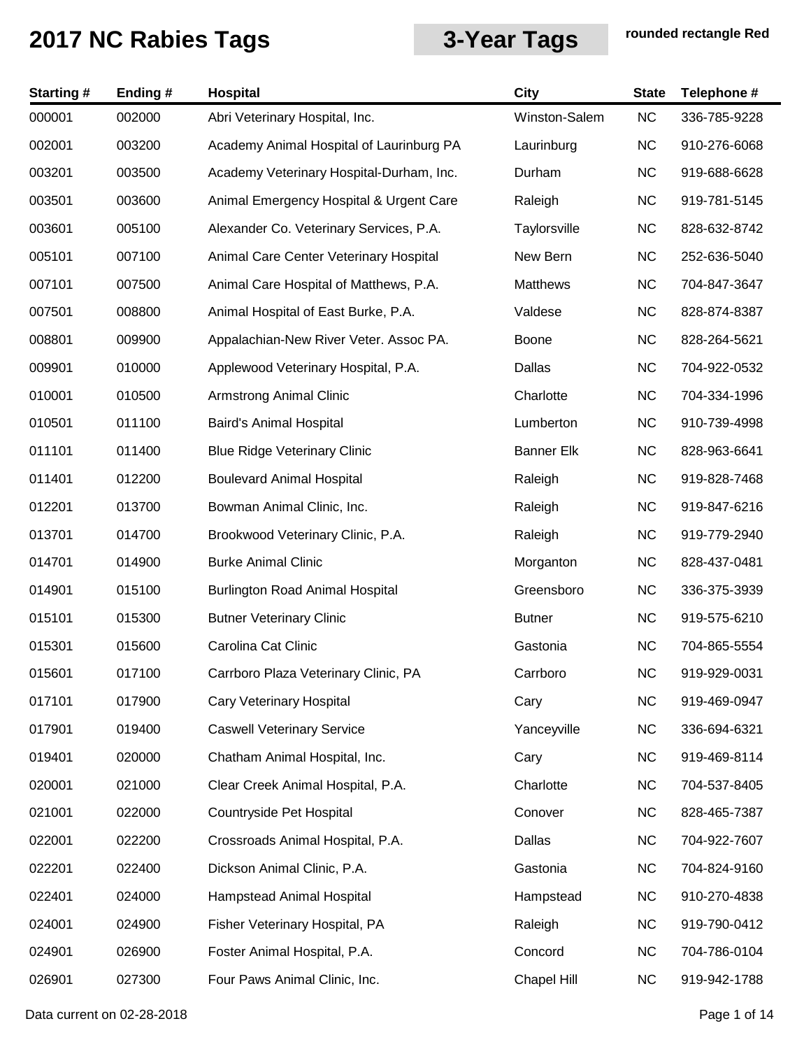# 2017 NC Rabies Tags

## 3-Year Tags

**rounded rectangle Red**

| Starting # | Ending # | Hospital | City | State | Telephone # |
|---|---|---|---|---|---|
| 000001 | 002000 | Abri Veterinary Hospital, Inc. | Winston-Salem | NC | 336-785-9228 |
| 002001 | 003200 | Academy Animal Hospital of Laurinburg PA | Laurinburg | NC | 910-276-6068 |
| 003201 | 003500 | Academy Veterinary Hospital-Durham, Inc. | Durham | NC | 919-688-6628 |
| 003501 | 003600 | Animal Emergency Hospital & Urgent Care | Raleigh | NC | 919-781-5145 |
| 003601 | 005100 | Alexander Co. Veterinary Services, P.A. | Taylorsville | NC | 828-632-8742 |
| 005101 | 007100 | Animal Care Center Veterinary Hospital | New Bern | NC | 252-636-5040 |
| 007101 | 007500 | Animal Care Hospital of Matthews, P.A. | Matthews | NC | 704-847-3647 |
| 007501 | 008800 | Animal Hospital of East Burke, P.A. | Valdese | NC | 828-874-8387 |
| 008801 | 009900 | Appalachian-New River Veter. Assoc PA. | Boone | NC | 828-264-5621 |
| 009901 | 010000 | Applewood Veterinary Hospital, P.A. | Dallas | NC | 704-922-0532 |
| 010001 | 010500 | Armstrong Animal Clinic | Charlotte | NC | 704-334-1996 |
| 010501 | 011100 | Baird's Animal Hospital | Lumberton | NC | 910-739-4998 |
| 011101 | 011400 | Blue Ridge Veterinary Clinic | Banner Elk | NC | 828-963-6641 |
| 011401 | 012200 | Boulevard Animal Hospital | Raleigh | NC | 919-828-7468 |
| 012201 | 013700 | Bowman Animal Clinic, Inc. | Raleigh | NC | 919-847-6216 |
| 013701 | 014700 | Brookwood Veterinary Clinic, P.A. | Raleigh | NC | 919-779-2940 |
| 014701 | 014900 | Burke Animal Clinic | Morganton | NC | 828-437-0481 |
| 014901 | 015100 | Burlington Road Animal Hospital | Greensboro | NC | 336-375-3939 |
| 015101 | 015300 | Butner Veterinary Clinic | Butner | NC | 919-575-6210 |
| 015301 | 015600 | Carolina Cat Clinic | Gastonia | NC | 704-865-5554 |
| 015601 | 017100 | Carrboro Plaza Veterinary Clinic, PA | Carrboro | NC | 919-929-0031 |
| 017101 | 017900 | Cary Veterinary Hospital | Cary | NC | 919-469-0947 |
| 017901 | 019400 | Caswell Veterinary Service | Yanceyville | NC | 336-694-6321 |
| 019401 | 020000 | Chatham Animal Hospital, Inc. | Cary | NC | 919-469-8114 |
| 020001 | 021000 | Clear Creek Animal Hospital, P.A. | Charlotte | NC | 704-537-8405 |
| 021001 | 022000 | Countryside Pet Hospital | Conover | NC | 828-465-7387 |
| 022001 | 022200 | Crossroads Animal Hospital, P.A. | Dallas | NC | 704-922-7607 |
| 022201 | 022400 | Dickson Animal Clinic, P.A. | Gastonia | NC | 704-824-9160 |
| 022401 | 024000 | Hampstead Animal Hospital | Hampstead | NC | 910-270-4838 |
| 024001 | 024900 | Fisher Veterinary Hospital, PA | Raleigh | NC | 919-790-0412 |
| 024901 | 026900 | Foster Animal Hospital, P.A. | Concord | NC | 704-786-0104 |
| 026901 | 027300 | Four Paws Animal Clinic, Inc. | Chapel Hill | NC | 919-942-1788 |

Data current on 02-28-2018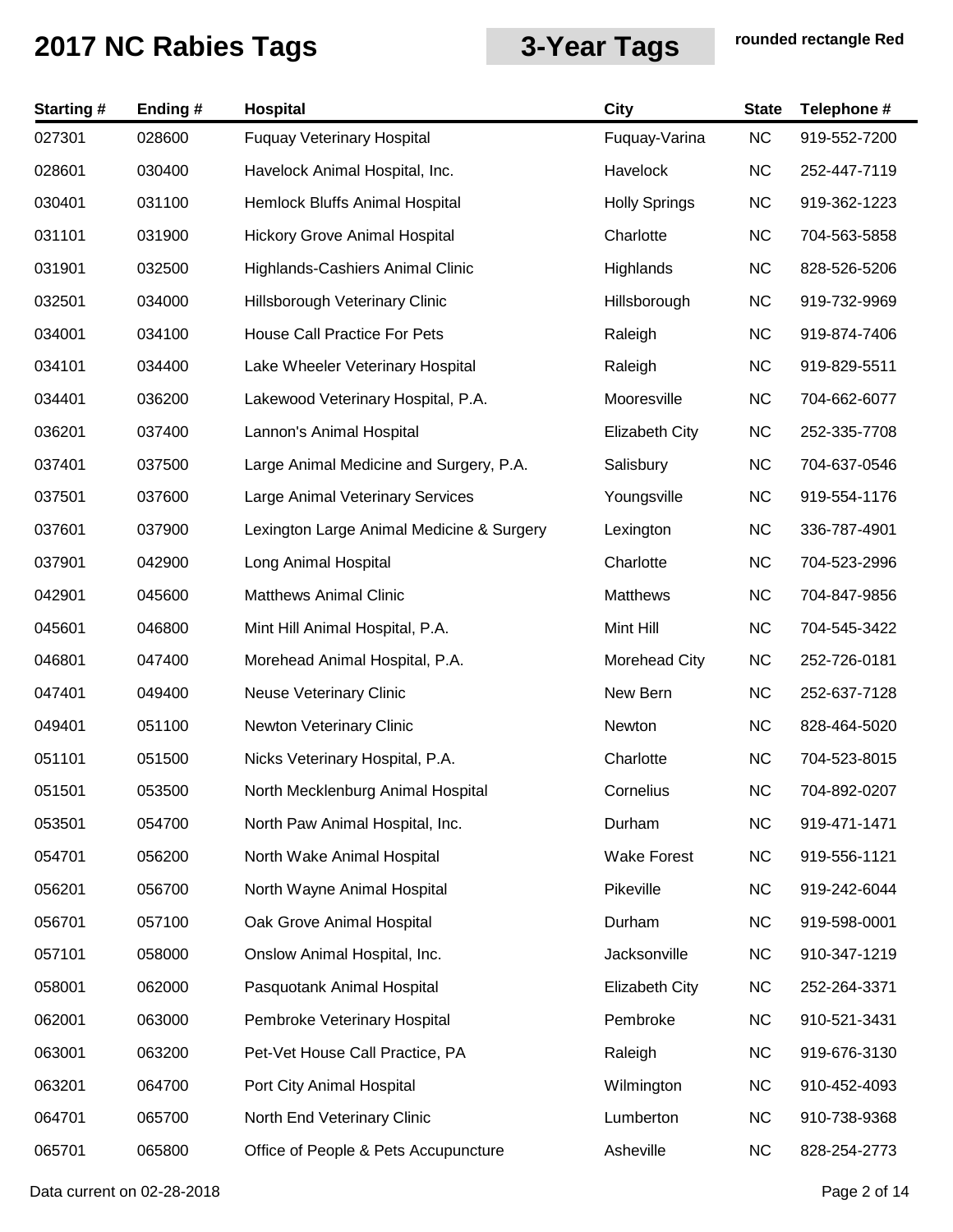# 2017 NC Rabies Tags

## 3-Year Tags

**rounded rectangle Red**

| Starting # | Ending # | Hospital | City | State | Telephone # |
|---|---|---|---|---|---|
| 027301 | 028600 | Fuquay Veterinary Hospital | Fuquay-Varina | NC | 919-552-7200 |
| 028601 | 030400 | Havelock Animal Hospital, Inc. | Havelock | NC | 252-447-7119 |
| 030401 | 031100 | Hemlock Bluffs Animal Hospital | Holly Springs | NC | 919-362-1223 |
| 031101 | 031900 | Hickory Grove Animal Hospital | Charlotte | NC | 704-563-5858 |
| 031901 | 032500 | Highlands-Cashiers Animal Clinic | Highlands | NC | 828-526-5206 |
| 032501 | 034000 | Hillsborough Veterinary Clinic | Hillsborough | NC | 919-732-9969 |
| 034001 | 034100 | House Call Practice For Pets | Raleigh | NC | 919-874-7406 |
| 034101 | 034400 | Lake Wheeler Veterinary Hospital | Raleigh | NC | 919-829-5511 |
| 034401 | 036200 | Lakewood Veterinary Hospital, P.A. | Mooresville | NC | 704-662-6077 |
| 036201 | 037400 | Lannon's Animal Hospital | Elizabeth City | NC | 252-335-7708 |
| 037401 | 037500 | Large Animal Medicine and Surgery, P.A. | Salisbury | NC | 704-637-0546 |
| 037501 | 037600 | Large Animal Veterinary Services | Youngsville | NC | 919-554-1176 |
| 037601 | 037900 | Lexington Large Animal Medicine & Surgery | Lexington | NC | 336-787-4901 |
| 037901 | 042900 | Long Animal Hospital | Charlotte | NC | 704-523-2996 |
| 042901 | 045600 | Matthews Animal Clinic | Matthews | NC | 704-847-9856 |
| 045601 | 046800 | Mint Hill Animal Hospital, P.A. | Mint Hill | NC | 704-545-3422 |
| 046801 | 047400 | Morehead Animal Hospital, P.A. | Morehead City | NC | 252-726-0181 |
| 047401 | 049400 | Neuse Veterinary Clinic | New Bern | NC | 252-637-7128 |
| 049401 | 051100 | Newton Veterinary Clinic | Newton | NC | 828-464-5020 |
| 051101 | 051500 | Nicks Veterinary Hospital, P.A. | Charlotte | NC | 704-523-8015 |
| 051501 | 053500 | North Mecklenburg Animal Hospital | Cornelius | NC | 704-892-0207 |
| 053501 | 054700 | North Paw Animal Hospital, Inc. | Durham | NC | 919-471-1471 |
| 054701 | 056200 | North Wake Animal Hospital | Wake Forest | NC | 919-556-1121 |
| 056201 | 056700 | North Wayne Animal Hospital | Pikeville | NC | 919-242-6044 |
| 056701 | 057100 | Oak Grove Animal Hospital | Durham | NC | 919-598-0001 |
| 057101 | 058000 | Onslow Animal Hospital, Inc. | Jacksonville | NC | 910-347-1219 |
| 058001 | 062000 | Pasquotank Animal Hospital | Elizabeth City | NC | 252-264-3371 |
| 062001 | 063000 | Pembroke Veterinary Hospital | Pembroke | NC | 910-521-3431 |
| 063001 | 063200 | Pet-Vet House Call Practice, PA | Raleigh | NC | 919-676-3130 |
| 063201 | 064700 | Port City Animal Hospital | Wilmington | NC | 910-452-4093 |
| 064701 | 065700 | North End Veterinary Clinic | Lumberton | NC | 910-738-9368 |
| 065701 | 065800 | Office of People & Pets Acupuncture | Asheville | NC | 828-254-2773 |

Data current on 02-28-2018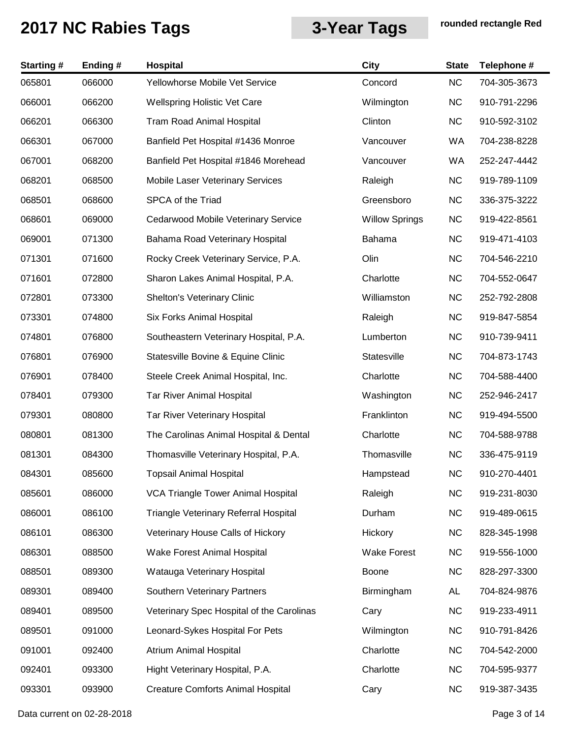# 2017 NC Rabies Tags

## 3-Year Tags

**rounded rectangle Red**

| Starting # | Ending # | Hospital | City | State | Telephone # |
|---|---|---|---|---|---|
| 065801 | 066000 | Yellowhorse Mobile Vet Service | Concord | NC | 704-305-3673 |
| 066001 | 066200 | Wellspring Holistic Vet Care | Wilmington | NC | 910-791-2296 |
| 066201 | 066300 | Tram Road Animal Hospital | Clinton | NC | 910-592-3102 |
| 066301 | 067000 | Banfield Pet Hospital #1436 Monroe | Vancouver | WA | 704-238-8228 |
| 067001 | 068200 | Banfield Pet Hospital #1846 Morehead | Vancouver | WA | 252-247-4442 |
| 068201 | 068500 | Mobile Laser Veterinary Services | Raleigh | NC | 919-789-1109 |
| 068501 | 068600 | SPCA of the Triad | Greensboro | NC | 336-375-3222 |
| 068601 | 069000 | Cedarwood Mobile Veterinary Service | Willow Springs | NC | 919-422-8561 |
| 069001 | 071300 | Bahama Road Veterinary Hospital | Bahama | NC | 919-471-4103 |
| 071301 | 071600 | Rocky Creek Veterinary Service, P.A. | Olin | NC | 704-546-2210 |
| 071601 | 072800 | Sharon Lakes Animal Hospital, P.A. | Charlotte | NC | 704-552-0647 |
| 072801 | 073300 | Shelton's Veterinary Clinic | Williamston | NC | 252-792-2808 |
| 073301 | 074800 | Six Forks Animal Hospital | Raleigh | NC | 919-847-5854 |
| 074801 | 076800 | Southeastern Veterinary Hospital, P.A. | Lumberton | NC | 910-739-9411 |
| 076801 | 076900 | Statesville Bovine & Equine Clinic | Statesville | NC | 704-873-1743 |
| 076901 | 078400 | Steele Creek Animal Hospital, Inc. | Charlotte | NC | 704-588-4400 |
| 078401 | 079300 | Tar River Animal Hospital | Washington | NC | 252-946-2417 |
| 079301 | 080800 | Tar River Veterinary Hospital | Franklinton | NC | 919-494-5500 |
| 080801 | 081300 | The Carolinas Animal Hospital & Dental | Charlotte | NC | 704-588-9788 |
| 081301 | 084300 | Thomasville Veterinary Hospital, P.A. | Thomasville | NC | 336-475-9119 |
| 084301 | 085600 | Topsail Animal Hospital | Hampstead | NC | 910-270-4401 |
| 085601 | 086000 | VCA Triangle Tower Animal Hospital | Raleigh | NC | 919-231-8030 |
| 086001 | 086100 | Triangle Veterinary Referral Hospital | Durham | NC | 919-489-0615 |
| 086101 | 086300 | Veterinary House Calls of Hickory | Hickory | NC | 828-345-1998 |
| 086301 | 088500 | Wake Forest Animal Hospital | Wake Forest | NC | 919-556-1000 |
| 088501 | 089300 | Watauga Veterinary Hospital | Boone | NC | 828-297-3300 |
| 089301 | 089400 | Southern Veterinary Partners | Birmingham | AL | 704-824-9876 |
| 089401 | 089500 | Veterinary Spec Hospital of the Carolinas | Cary | NC | 919-233-4911 |
| 089501 | 091000 | Leonard-Sykes Hospital For Pets | Wilmington | NC | 910-791-8426 |
| 091001 | 092400 | Atrium Animal Hospital | Charlotte | NC | 704-542-2000 |
| 092401 | 093300 | Hight Veterinary Hospital, P.A. | Charlotte | NC | 704-595-9377 |
| 093301 | 093900 | Creature Comforts Animal Hospital | Cary | NC | 919-387-3435 |

Data current on 02-28-2018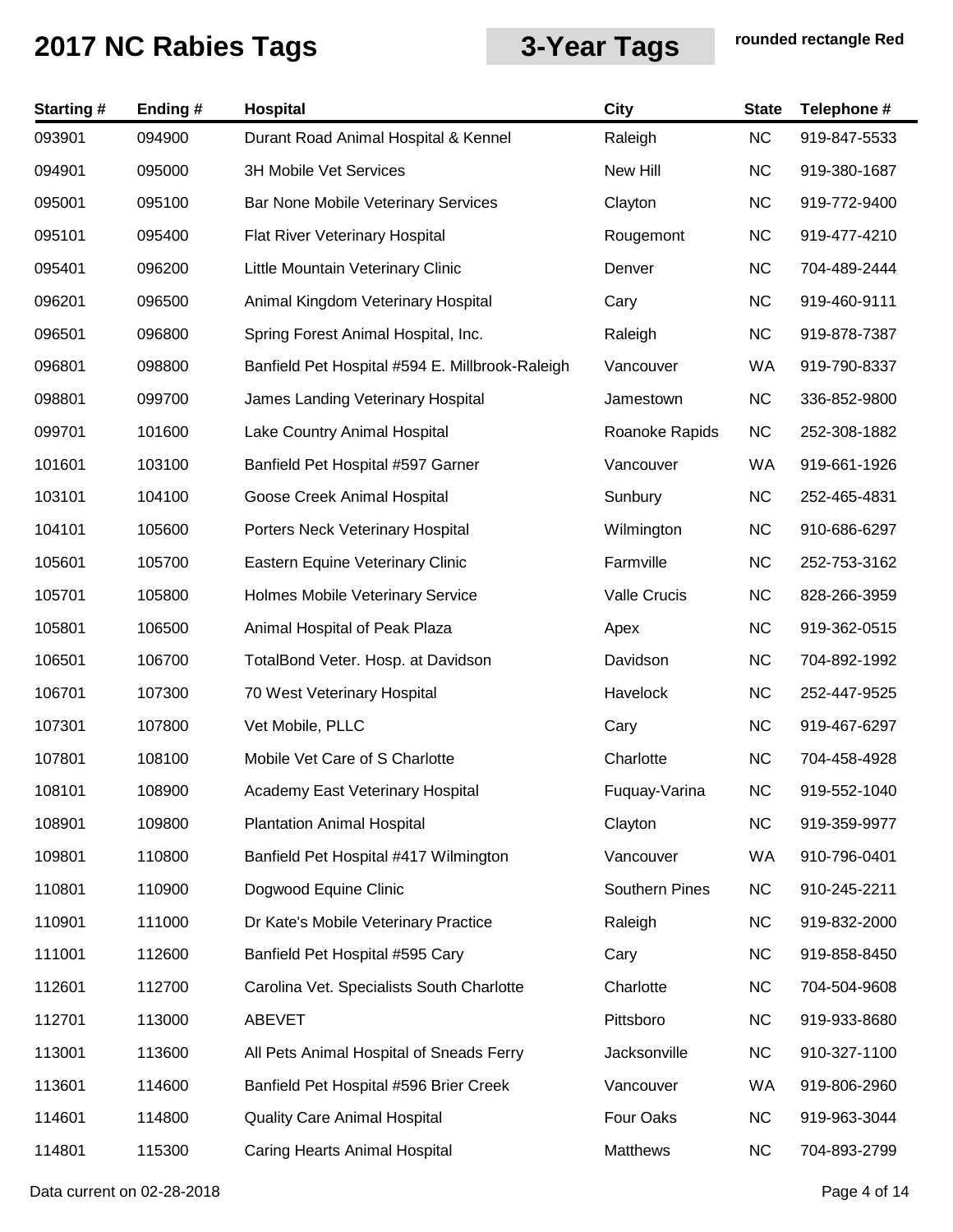# 2017 NC Rabies Tags

## 3-Year Tags

**rounded rectangle Red**

| Starting # | Ending # | Hospital | City | State | Telephone # |
|---|---|---|---|---|---|
| 093901 | 094900 | Durant Road Animal Hospital & Kennel | Raleigh | NC | 919-847-5533 |
| 094901 | 095000 | 3H Mobile Vet Services | New Hill | NC | 919-380-1687 |
| 095001 | 095100 | Bar None Mobile Veterinary Services | Clayton | NC | 919-772-9400 |
| 095101 | 095400 | Flat River Veterinary Hospital | Rougemont | NC | 919-477-4210 |
| 095401 | 096200 | Little Mountain Veterinary Clinic | Denver | NC | 704-489-2444 |
| 096201 | 096500 | Animal Kingdom Veterinary Hospital | Cary | NC | 919-460-9111 |
| 096501 | 096800 | Spring Forest Animal Hospital, Inc. | Raleigh | NC | 919-878-7387 |
| 096801 | 098800 | Banfield Pet Hospital #594 E. Millbrook-Raleigh | Vancouver | WA | 919-790-8337 |
| 098801 | 099700 | James Landing Veterinary Hospital | Jamestown | NC | 336-852-9800 |
| 099701 | 101600 | Lake Country Animal Hospital | Roanoke Rapids | NC | 252-308-1882 |
| 101601 | 103100 | Banfield Pet Hospital #597 Garner | Vancouver | WA | 919-661-1926 |
| 103101 | 104100 | Goose Creek Animal Hospital | Sunbury | NC | 252-465-4831 |
| 104101 | 105600 | Porters Neck Veterinary Hospital | Wilmington | NC | 910-686-6297 |
| 105601 | 105700 | Eastern Equine Veterinary Clinic | Farmville | NC | 252-753-3162 |
| 105701 | 105800 | Holmes Mobile Veterinary Service | Valle Crucis | NC | 828-266-3959 |
| 105801 | 106500 | Animal Hospital of Peak Plaza | Apex | NC | 919-362-0515 |
| 106501 | 106700 | TotalBond Veter. Hosp. at Davidson | Davidson | NC | 704-892-1992 |
| 106701 | 107300 | 70 West Veterinary Hospital | Havelock | NC | 252-447-9525 |
| 107301 | 107800 | Vet Mobile, PLLC | Cary | NC | 919-467-6297 |
| 107801 | 108100 | Mobile Vet Care of S Charlotte | Charlotte | NC | 704-458-4928 |
| 108101 | 108900 | Academy East Veterinary Hospital | Fuquay-Varina | NC | 919-552-1040 |
| 108901 | 109800 | Plantation Animal Hospital | Clayton | NC | 919-359-9977 |
| 109801 | 110800 | Banfield Pet Hospital #417 Wilmington | Vancouver | WA | 910-796-0401 |
| 110801 | 110900 | Dogwood Equine Clinic | Southern Pines | NC | 910-245-2211 |
| 110901 | 111000 | Dr Kate's Mobile Veterinary Practice | Raleigh | NC | 919-832-2000 |
| 111001 | 112600 | Banfield Pet Hospital #595 Cary | Cary | NC | 919-858-8450 |
| 112601 | 112700 | Carolina Vet. Specialists South Charlotte | Charlotte | NC | 704-504-9608 |
| 112701 | 113000 | ABEVET | Pittsboro | NC | 919-933-8680 |
| 113001 | 113600 | All Pets Animal Hospital of Sneads Ferry | Jacksonville | NC | 910-327-1100 |
| 113601 | 114600 | Banfield Pet Hospital #596 Brier Creek | Vancouver | WA | 919-806-2960 |
| 114601 | 114800 | Quality Care Animal Hospital | Four Oaks | NC | 919-963-3044 |
| 114801 | 115300 | Caring Hearts Animal Hospital | Matthews | NC | 704-893-2799 |

Data current on 02-28-2018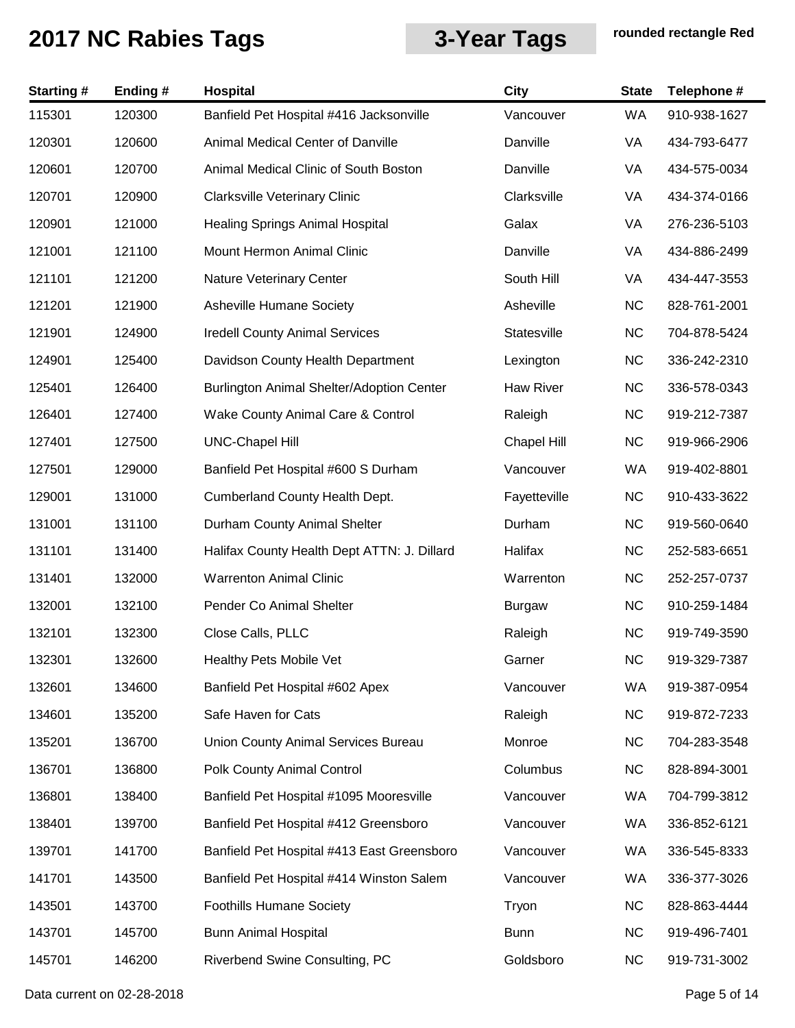# 2017 NC Rabies Tags

## 3-Year Tags

**rounded rectangle Red**

| Starting # | Ending # | Hospital | City | State | Telephone # |
|---|---|---|---|---|---|
| 115301 | 120300 | Banfield Pet Hospital #416 Jacksonville | Vancouver | WA | 910-938-1627 |
| 120301 | 120600 | Animal Medical Center of Danville | Danville | VA | 434-793-6477 |
| 120601 | 120700 | Animal Medical Clinic of South Boston | Danville | VA | 434-575-0034 |
| 120701 | 120900 | Clarksville Veterinary Clinic | Clarksville | VA | 434-374-0166 |
| 120901 | 121000 | Healing Springs Animal Hospital | Galax | VA | 276-236-5103 |
| 121001 | 121100 | Mount Hermon Animal Clinic | Danville | VA | 434-886-2499 |
| 121101 | 121200 | Nature Veterinary Center | South Hill | VA | 434-447-3553 |
| 121201 | 121900 | Asheville Humane Society | Asheville | NC | 828-761-2001 |
| 121901 | 124900 | Iredell County Animal Services | Statesville | NC | 704-878-5424 |
| 124901 | 125400 | Davidson County Health Department | Lexington | NC | 336-242-2310 |
| 125401 | 126400 | Burlington Animal Shelter/Adoption Center | Haw River | NC | 336-578-0343 |
| 126401 | 127400 | Wake County Animal Care & Control | Raleigh | NC | 919-212-7387 |
| 127401 | 127500 | UNC-Chapel Hill | Chapel Hill | NC | 919-966-2906 |
| 127501 | 129000 | Banfield Pet Hospital #600 S Durham | Vancouver | WA | 919-402-8801 |
| 129001 | 131000 | Cumberland County Health Dept. | Fayetteville | NC | 910-433-3622 |
| 131001 | 131100 | Durham County Animal Shelter | Durham | NC | 919-560-0640 |
| 131101 | 131400 | Halifax County Health Dept ATTN: J. Dillard | Halifax | NC | 252-583-6651 |
| 131401 | 132000 | Warrenton Animal Clinic | Warrenton | NC | 252-257-0737 |
| 132001 | 132100 | Pender Co Animal Shelter | Burgaw | NC | 910-259-1484 |
| 132101 | 132300 | Close Calls, PLLC | Raleigh | NC | 919-749-3590 |
| 132301 | 132600 | Healthy Pets Mobile Vet | Garner | NC | 919-329-7387 |
| 132601 | 134600 | Banfield Pet Hospital #602 Apex | Vancouver | WA | 919-387-0954 |
| 134601 | 135200 | Safe Haven for Cats | Raleigh | NC | 919-872-7233 |
| 135201 | 136700 | Union County Animal Services Bureau | Monroe | NC | 704-283-3548 |
| 136701 | 136800 | Polk County Animal Control | Columbus | NC | 828-894-3001 |
| 136801 | 138400 | Banfield Pet Hospital #1095 Mooresville | Vancouver | WA | 704-799-3812 |
| 138401 | 139700 | Banfield Pet Hospital #412 Greensboro | Vancouver | WA | 336-852-6121 |
| 139701 | 141700 | Banfield Pet Hospital #413 East Greensboro | Vancouver | WA | 336-545-8333 |
| 141701 | 143500 | Banfield Pet Hospital #414 Winston Salem | Vancouver | WA | 336-377-3026 |
| 143501 | 143700 | Foothills Humane Society | Tryon | NC | 828-863-4444 |
| 143701 | 145700 | Bunn Animal Hospital | Bunn | NC | 919-496-7401 |
| 145701 | 146200 | Riverbend Swine Consulting, PC | Goldsboro | NC | 919-731-3002 |

Data current on 02-28-2018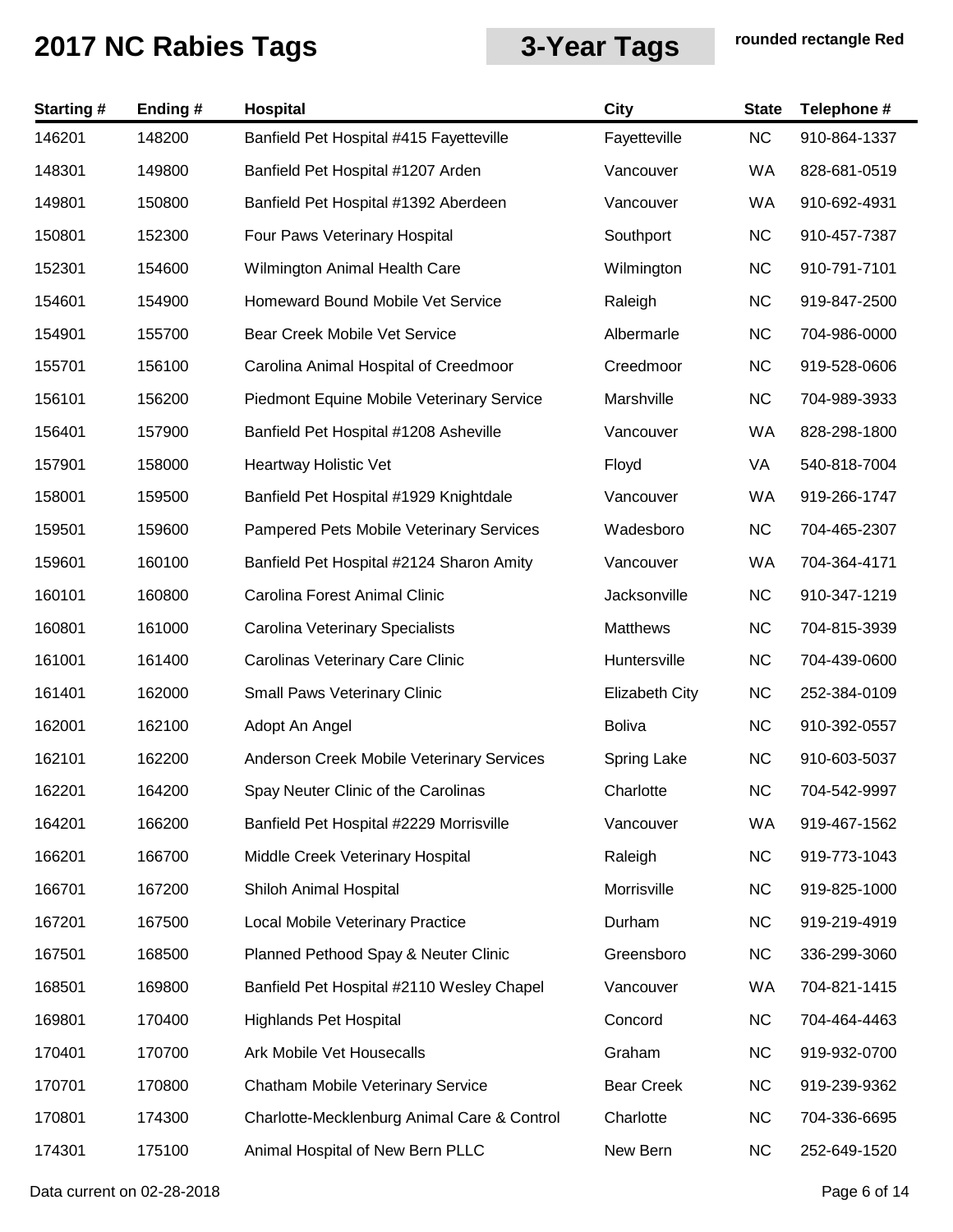# 2017 NC Rabies Tags

## 3-Year Tags

**rounded rectangle Red**

| Starting # | Ending # | Hospital | City | State | Telephone # |
|---|---|---|---|---|---|
| 146201 | 148200 | Banfield Pet Hospital #415 Fayetteville | Fayetteville | NC | 910-864-1337 |
| 148301 | 149800 | Banfield Pet Hospital #1207 Arden | Vancouver | WA | 828-681-0519 |
| 149801 | 150800 | Banfield Pet Hospital #1392 Aberdeen | Vancouver | WA | 910-692-4931 |
| 150801 | 152300 | Four Paws Veterinary Hospital | Southport | NC | 910-457-7387 |
| 152301 | 154600 | Wilmington Animal Health Care | Wilmington | NC | 910-791-7101 |
| 154601 | 154900 | Homeward Bound Mobile Vet Service | Raleigh | NC | 919-847-2500 |
| 154901 | 155700 | Bear Creek Mobile Vet Service | Albermarle | NC | 704-986-0000 |
| 155701 | 156100 | Carolina Animal Hospital of Creedmoor | Creedmoor | NC | 919-528-0606 |
| 156101 | 156200 | Piedmont Equine Mobile Veterinary Service | Marshville | NC | 704-989-3933 |
| 156401 | 157900 | Banfield Pet Hospital #1208 Asheville | Vancouver | WA | 828-298-1800 |
| 157901 | 158000 | Heartway Holistic Vet | Floyd | VA | 540-818-7004 |
| 158001 | 159500 | Banfield Pet Hospital #1929 Knightdale | Vancouver | WA | 919-266-1747 |
| 159501 | 159600 | Pampered Pets Mobile Veterinary Services | Wadesboro | NC | 704-465-2307 |
| 159601 | 160100 | Banfield Pet Hospital #2124 Sharon Amity | Vancouver | WA | 704-364-4171 |
| 160101 | 160800 | Carolina Forest Animal Clinic | Jacksonville | NC | 910-347-1219 |
| 160801 | 161000 | Carolina Veterinary Specialists | Matthews | NC | 704-815-3939 |
| 161001 | 161400 | Carolinas Veterinary Care Clinic | Huntersville | NC | 704-439-0600 |
| 161401 | 162000 | Small Paws Veterinary Clinic | Elizabeth City | NC | 252-384-0109 |
| 162001 | 162100 | Adopt An Angel | Boliva | NC | 910-392-0557 |
| 162101 | 162200 | Anderson Creek Mobile Veterinary Services | Spring Lake | NC | 910-603-5037 |
| 162201 | 164200 | Spay Neuter Clinic of the Carolinas | Charlotte | NC | 704-542-9997 |
| 164201 | 166200 | Banfield Pet Hospital #2229 Morrisville | Vancouver | WA | 919-467-1562 |
| 166201 | 166700 | Middle Creek Veterinary Hospital | Raleigh | NC | 919-773-1043 |
| 166701 | 167200 | Shiloh Animal Hospital | Morrisville | NC | 919-825-1000 |
| 167201 | 167500 | Local Mobile Veterinary Practice | Durham | NC | 919-219-4919 |
| 167501 | 168500 | Planned Pethood Spay & Neuter Clinic | Greensboro | NC | 336-299-3060 |
| 168501 | 169800 | Banfield Pet Hospital #2110 Wesley Chapel | Vancouver | WA | 704-821-1415 |
| 169801 | 170400 | Highlands Pet Hospital | Concord | NC | 704-464-4463 |
| 170401 | 170700 | Ark Mobile Vet Housecalls | Graham | NC | 919-932-0700 |
| 170701 | 170800 | Chatham Mobile Veterinary Service | Bear Creek | NC | 919-239-9362 |
| 170801 | 174300 | Charlotte-Mecklenburg Animal Care & Control | Charlotte | NC | 704-336-6695 |
| 174301 | 175100 | Animal Hospital of New Bern PLLC | New Bern | NC | 252-649-1520 |

Data current on 02-28-2018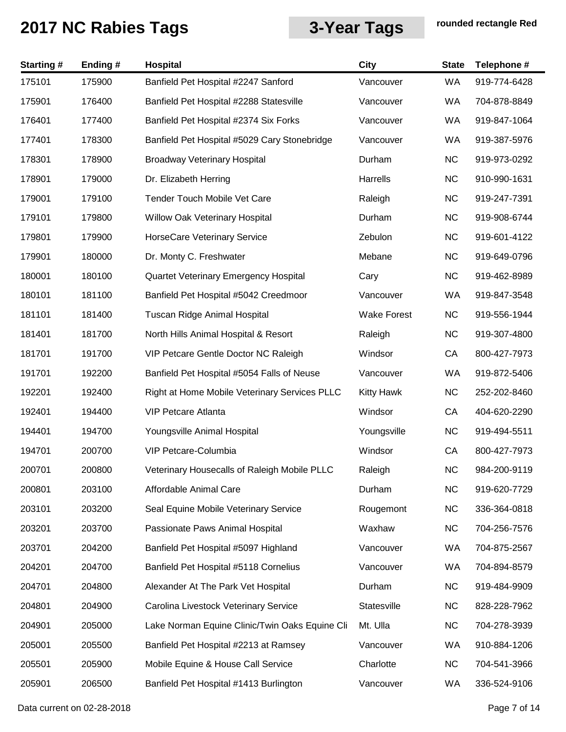# 2017 NC Rabies Tags

## 3-Year Tags

**rounded rectangle Red**

| Starting # | Ending # | Hospital | City | State | Telephone # |
|---|---|---|---|---|---|
| 175101 | 175900 | Banfield Pet Hospital #2247 Sanford | Vancouver | WA | 919-774-6428 |
| 175901 | 176400 | Banfield Pet Hospital #2288 Statesville | Vancouver | WA | 704-878-8849 |
| 176401 | 177400 | Banfield Pet Hospital #2374 Six Forks | Vancouver | WA | 919-847-1064 |
| 177401 | 178300 | Banfield Pet Hospital #5029 Cary Stonebridge | Vancouver | WA | 919-387-5976 |
| 178301 | 178900 | Broadway Veterinary Hospital | Durham | NC | 919-973-0292 |
| 178901 | 179000 | Dr. Elizabeth Herring | Harrells | NC | 910-990-1631 |
| 179001 | 179100 | Tender Touch Mobile Vet Care | Raleigh | NC | 919-247-7391 |
| 179101 | 179800 | Willow Oak Veterinary Hospital | Durham | NC | 919-908-6744 |
| 179801 | 179900 | HorseCare Veterinary Service | Zebulon | NC | 919-601-4122 |
| 179901 | 180000 | Dr. Monty C. Freshwater | Mebane | NC | 919-649-0796 |
| 180001 | 180100 | Quartet Veterinary Emergency Hospital | Cary | NC | 919-462-8989 |
| 180101 | 181100 | Banfield Pet Hospital #5042 Creedmoor | Vancouver | WA | 919-847-3548 |
| 181101 | 181400 | Tuscan Ridge Animal Hospital | Wake Forest | NC | 919-556-1944 |
| 181401 | 181700 | North Hills Animal Hospital & Resort | Raleigh | NC | 919-307-4800 |
| 181701 | 191700 | VIP Petcare Gentle Doctor NC Raleigh | Windsor | CA | 800-427-7973 |
| 191701 | 192200 | Banfield Pet Hospital #5054 Falls of Neuse | Vancouver | WA | 919-872-5406 |
| 192201 | 192400 | Right at Home Mobile Veterinary Services PLLC | Kitty Hawk | NC | 252-202-8460 |
| 192401 | 194400 | VIP Petcare Atlanta | Windsor | CA | 404-620-2290 |
| 194401 | 194700 | Youngsville Animal Hospital | Youngsville | NC | 919-494-5511 |
| 194701 | 200700 | VIP Petcare-Columbia | Windsor | CA | 800-427-7973 |
| 200701 | 200800 | Veterinary Housecalls of Raleigh Mobile PLLC | Raleigh | NC | 984-200-9119 |
| 200801 | 203100 | Affordable Animal Care | Durham | NC | 919-620-7729 |
| 203101 | 203200 | Seal Equine Mobile Veterinary Service | Rougemont | NC | 336-364-0818 |
| 203201 | 203700 | Passionate Paws Animal Hospital | Waxhaw | NC | 704-256-7576 |
| 203701 | 204200 | Banfield Pet Hospital #5097 Highland | Vancouver | WA | 704-875-2567 |
| 204201 | 204700 | Banfield Pet Hospital #5118 Cornelius | Vancouver | WA | 704-894-8579 |
| 204701 | 204800 | Alexander At The Park Vet Hospital | Durham | NC | 919-484-9909 |
| 204801 | 204900 | Carolina Livestock Veterinary Service | Statesville | NC | 828-228-7962 |
| 204901 | 205000 | Lake Norman Equine Clinic/Twin Oaks Equine Cli | Mt. Ulla | NC | 704-278-3939 |
| 205001 | 205500 | Banfield Pet Hospital #2213 at Ramsey | Vancouver | WA | 910-884-1206 |
| 205501 | 205900 | Mobile Equine & House Call Service | Charlotte | NC | 704-541-3966 |
| 205901 | 206500 | Banfield Pet Hospital #1413 Burlington | Vancouver | WA | 336-524-9106 |

Data current on 02-28-2018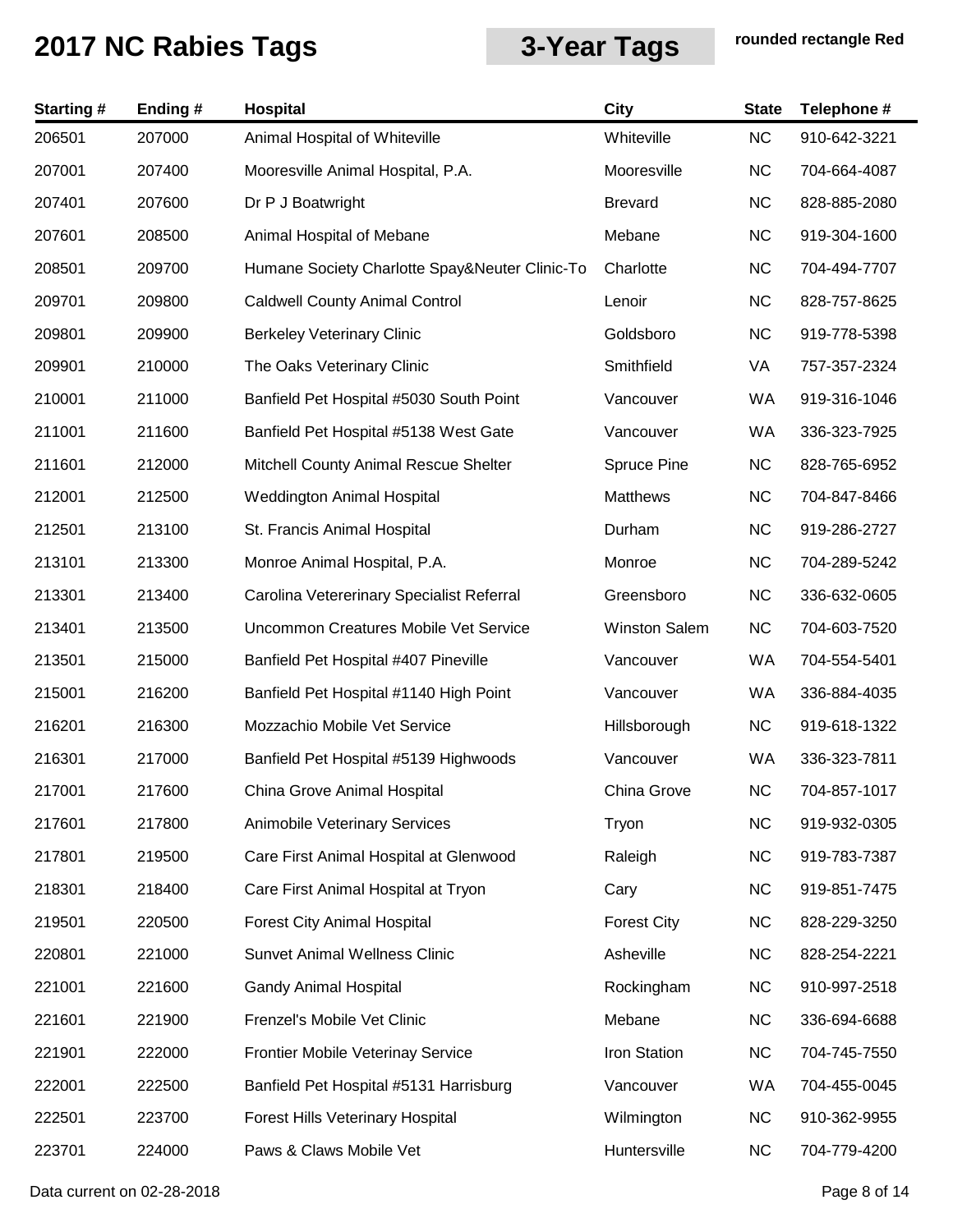# 2017 NC Rabies Tags

## 3-Year Tags

**rounded rectangle Red**

| Starting # | Ending # | Hospital | City | State | Telephone # |
|---|---|---|---|---|---|
| 206501 | 207000 | Animal Hospital of Whiteville | Whiteville | NC | 910-642-3221 |
| 207001 | 207400 | Mooresville Animal Hospital, P.A. | Mooresville | NC | 704-664-4087 |
| 207401 | 207600 | Dr P J Boatwright | Brevard | NC | 828-885-2080 |
| 207601 | 208500 | Animal Hospital of Mebane | Mebane | NC | 919-304-1600 |
| 208501 | 209700 | Humane Society Charlotte Spay&Neuter Clinic-To | Charlotte | NC | 704-494-7707 |
| 209701 | 209800 | Caldwell County Animal Control | Lenoir | NC | 828-757-8625 |
| 209801 | 209900 | Berkeley Veterinary Clinic | Goldsboro | NC | 919-778-5398 |
| 209901 | 210000 | The Oaks Veterinary Clinic | Smithfield | VA | 757-357-2324 |
| 210001 | 211000 | Banfield Pet Hospital #5030 South Point | Vancouver | WA | 919-316-1046 |
| 211001 | 211600 | Banfield Pet Hospital #5138 West Gate | Vancouver | WA | 336-323-7925 |
| 211601 | 212000 | Mitchell County Animal Rescue Shelter | Spruce Pine | NC | 828-765-6952 |
| 212001 | 212500 | Weddington Animal Hospital | Matthews | NC | 704-847-8466 |
| 212501 | 213100 | St. Francis Animal Hospital | Durham | NC | 919-286-2727 |
| 213101 | 213300 | Monroe Animal Hospital, P.A. | Monroe | NC | 704-289-5242 |
| 213301 | 213400 | Carolina Vetererinary Specialist Referral | Greensboro | NC | 336-632-0605 |
| 213401 | 213500 | Uncommon Creatures Mobile Vet Service | Winston Salem | NC | 704-603-7520 |
| 213501 | 215000 | Banfield Pet Hospital #407 Pineville | Vancouver | WA | 704-554-5401 |
| 215001 | 216200 | Banfield Pet Hospital #1140 High Point | Vancouver | WA | 336-884-4035 |
| 216201 | 216300 | Mozzachio Mobile Vet Service | Hillsborough | NC | 919-618-1322 |
| 216301 | 217000 | Banfield Pet Hospital #5139 Highwoods | Vancouver | WA | 336-323-7811 |
| 217001 | 217600 | China Grove Animal Hospital | China Grove | NC | 704-857-1017 |
| 217601 | 217800 | Animobile Veterinary Services | Tryon | NC | 919-932-0305 |
| 217801 | 219500 | Care First Animal Hospital at Glenwood | Raleigh | NC | 919-783-7387 |
| 218301 | 218400 | Care First Animal Hospital at Tryon | Cary | NC | 919-851-7475 |
| 219501 | 220500 | Forest City Animal Hospital | Forest City | NC | 828-229-3250 |
| 220801 | 221000 | Sunvet Animal Wellness Clinic | Asheville | NC | 828-254-2221 |
| 221001 | 221600 | Gandy Animal Hospital | Rockingham | NC | 910-997-2518 |
| 221601 | 221900 | Frenzel's Mobile Vet Clinic | Mebane | NC | 336-694-6688 |
| 221901 | 222000 | Frontier Mobile Veterinay Service | Iron Station | NC | 704-745-7550 |
| 222001 | 222500 | Banfield Pet Hospital #5131 Harrisburg | Vancouver | WA | 704-455-0045 |
| 222501 | 223700 | Forest Hills Veterinary Hospital | Wilmington | NC | 910-362-9955 |
| 223701 | 224000 | Paws & Claws Mobile Vet | Huntersville | NC | 704-779-4200 |

Data current on 02-28-2018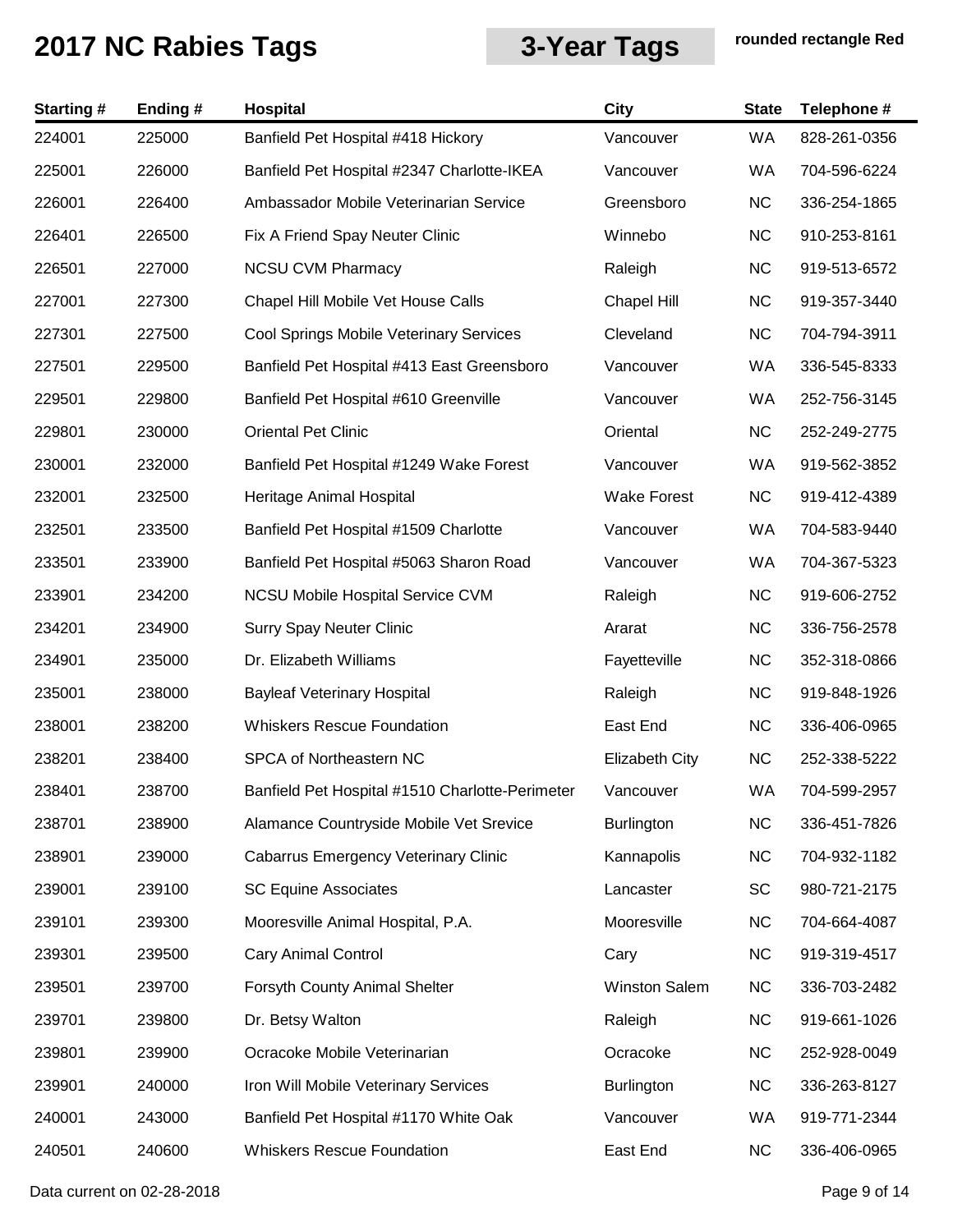# 2017 NC Rabies Tags

## 3-Year Tags

**rounded rectangle Red**

| Starting # | Ending # | Hospital | City | State | Telephone # |
|---|---|---|---|---|---|
| 224001 | 225000 | Banfield Pet Hospital #418 Hickory | Vancouver | WA | 828-261-0356 |
| 225001 | 226000 | Banfield Pet Hospital #2347 Charlotte-IKEA | Vancouver | WA | 704-596-6224 |
| 226001 | 226400 | Ambassador Mobile Veterinarian Service | Greensboro | NC | 336-254-1865 |
| 226401 | 226500 | Fix A Friend Spay Neuter Clinic | Winnebo | NC | 910-253-8161 |
| 226501 | 227000 | NCSU CVM Pharmacy | Raleigh | NC | 919-513-6572 |
| 227001 | 227300 | Chapel Hill Mobile Vet House Calls | Chapel Hill | NC | 919-357-3440 |
| 227301 | 227500 | Cool Springs Mobile Veterinary Services | Cleveland | NC | 704-794-3911 |
| 227501 | 229500 | Banfield Pet Hospital #413 East Greensboro | Vancouver | WA | 336-545-8333 |
| 229501 | 229800 | Banfield Pet Hospital #610 Greenville | Vancouver | WA | 252-756-3145 |
| 229801 | 230000 | Oriental Pet Clinic | Oriental | NC | 252-249-2775 |
| 230001 | 232000 | Banfield Pet Hospital #1249 Wake Forest | Vancouver | WA | 919-562-3852 |
| 232001 | 232500 | Heritage Animal Hospital | Wake Forest | NC | 919-412-4389 |
| 232501 | 233500 | Banfield Pet Hospital #1509 Charlotte | Vancouver | WA | 704-583-9440 |
| 233501 | 233900 | Banfield Pet Hospital #5063 Sharon Road | Vancouver | WA | 704-367-5323 |
| 233901 | 234200 | NCSU Mobile Hospital Service CVM | Raleigh | NC | 919-606-2752 |
| 234201 | 234900 | Surry Spay Neuter Clinic | Ararat | NC | 336-756-2578 |
| 234901 | 235000 | Dr. Elizabeth Williams | Fayetteville | NC | 352-318-0866 |
| 235001 | 238000 | Bayleaf Veterinary Hospital | Raleigh | NC | 919-848-1926 |
| 238001 | 238200 | Whiskers Rescue Foundation | East End | NC | 336-406-0965 |
| 238201 | 238400 | SPCA of Northeastern NC | Elizabeth City | NC | 252-338-5222 |
| 238401 | 238700 | Banfield Pet Hospital #1510 Charlotte-Perimeter | Vancouver | WA | 704-599-2957 |
| 238701 | 238900 | Alamance Countryside Mobile Vet Srevice | Burlington | NC | 336-451-7826 |
| 238901 | 239000 | Cabarrus Emergency Veterinary Clinic | Kannapolis | NC | 704-932-1182 |
| 239001 | 239100 | SC Equine Associates | Lancaster | SC | 980-721-2175 |
| 239101 | 239300 | Mooresville Animal Hospital, P.A. | Mooresville | NC | 704-664-4087 |
| 239301 | 239500 | Cary Animal Control | Cary | NC | 919-319-4517 |
| 239501 | 239700 | Forsyth County Animal Shelter | Winston Salem | NC | 336-703-2482 |
| 239701 | 239800 | Dr. Betsy Walton | Raleigh | NC | 919-661-1026 |
| 239801 | 239900 | Ocracoke Mobile Veterinarian | Ocracoke | NC | 252-928-0049 |
| 239901 | 240000 | Iron Will Mobile Veterinary Services | Burlington | NC | 336-263-8127 |
| 240001 | 243000 | Banfield Pet Hospital #1170 White Oak | Vancouver | WA | 919-771-2344 |
| 240501 | 240600 | Whiskers Rescue Foundation | East End | NC | 336-406-0965 |

Data current on 02-28-2018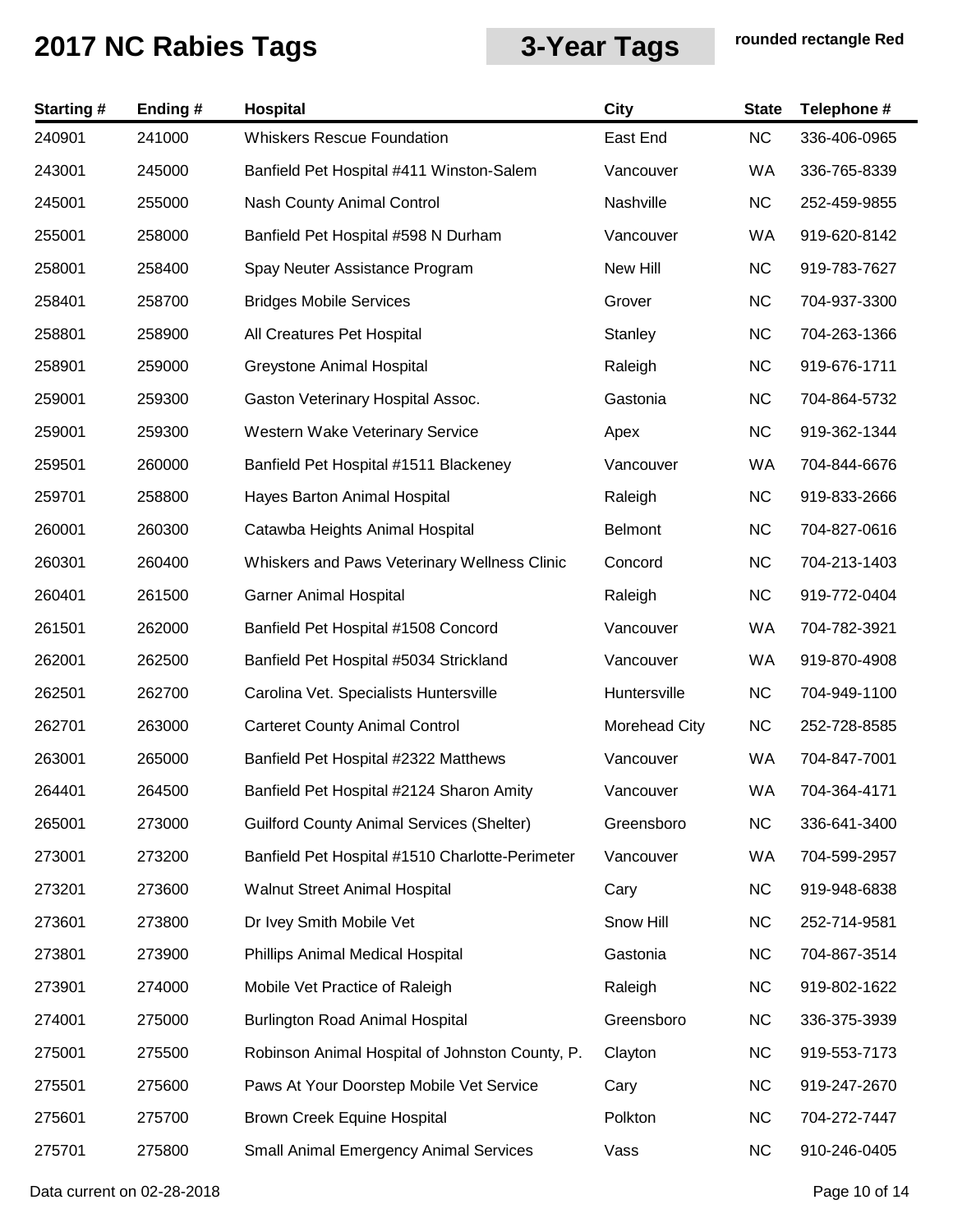# 2017 NC Rabies Tags

## 3-Year Tags

**rounded rectangle Red**

| Starting # | Ending # | Hospital | City | State | Telephone # |
|---|---|---|---|---|---|
| 240901 | 241000 | Whiskers Rescue Foundation | East End | NC | 336-406-0965 |
| 243001 | 245000 | Banfield Pet Hospital #411 Winston-Salem | Vancouver | WA | 336-765-8339 |
| 245001 | 255000 | Nash County Animal Control | Nashville | NC | 252-459-9855 |
| 255001 | 258000 | Banfield Pet Hospital #598 N Durham | Vancouver | WA | 919-620-8142 |
| 258001 | 258400 | Spay Neuter Assistance Program | New Hill | NC | 919-783-7627 |
| 258401 | 258700 | Bridges Mobile Services | Grover | NC | 704-937-3300 |
| 258801 | 258900 | All Creatures Pet Hospital | Stanley | NC | 704-263-1366 |
| 258901 | 259000 | Greystone Animal Hospital | Raleigh | NC | 919-676-1711 |
| 259001 | 259300 | Gaston Veterinary Hospital Assoc. | Gastonia | NC | 704-864-5732 |
| 259001 | 259300 | Western Wake Veterinary Service | Apex | NC | 919-362-1344 |
| 259501 | 260000 | Banfield Pet Hospital #1511 Blackeney | Vancouver | WA | 704-844-6676 |
| 259701 | 258800 | Hayes Barton Animal Hospital | Raleigh | NC | 919-833-2666 |
| 260001 | 260300 | Catawba Heights Animal Hospital | Belmont | NC | 704-827-0616 |
| 260301 | 260400 | Whiskers and Paws Veterinary Wellness Clinic | Concord | NC | 704-213-1403 |
| 260401 | 261500 | Garner Animal Hospital | Raleigh | NC | 919-772-0404 |
| 261501 | 262000 | Banfield Pet Hospital #1508 Concord | Vancouver | WA | 704-782-3921 |
| 262001 | 262500 | Banfield Pet Hospital #5034 Strickland | Vancouver | WA | 919-870-4908 |
| 262501 | 262700 | Carolina Vet. Specialists Huntersville | Huntersville | NC | 704-949-1100 |
| 262701 | 263000 | Carteret County Animal Control | Morehead City | NC | 252-728-8585 |
| 263001 | 265000 | Banfield Pet Hospital #2322 Matthews | Vancouver | WA | 704-847-7001 |
| 264401 | 264500 | Banfield Pet Hospital #2124 Sharon Amity | Vancouver | WA | 704-364-4171 |
| 265001 | 273000 | Guilford County Animal Services (Shelter) | Greensboro | NC | 336-641-3400 |
| 273001 | 273200 | Banfield Pet Hospital #1510 Charlotte-Perimeter | Vancouver | WA | 704-599-2957 |
| 273201 | 273600 | Walnut Street Animal Hospital | Cary | NC | 919-948-6838 |
| 273601 | 273800 | Dr Ivey Smith Mobile Vet | Snow Hill | NC | 252-714-9581 |
| 273801 | 273900 | Phillips Animal Medical Hospital | Gastonia | NC | 704-867-3514 |
| 273901 | 274000 | Mobile Vet Practice of Raleigh | Raleigh | NC | 919-802-1622 |
| 274001 | 275000 | Burlington Road Animal Hospital | Greensboro | NC | 336-375-3939 |
| 275001 | 275500 | Robinson Animal Hospital of Johnston County, P. | Clayton | NC | 919-553-7173 |
| 275501 | 275600 | Paws At Your Doorstep Mobile Vet Service | Cary | NC | 919-247-2670 |
| 275601 | 275700 | Brown Creek Equine Hospital | Polkton | NC | 704-272-7447 |
| 275701 | 275800 | Small Animal Emergency Animal Services | Vass | NC | 910-246-0405 |

Data current on 02-28-2018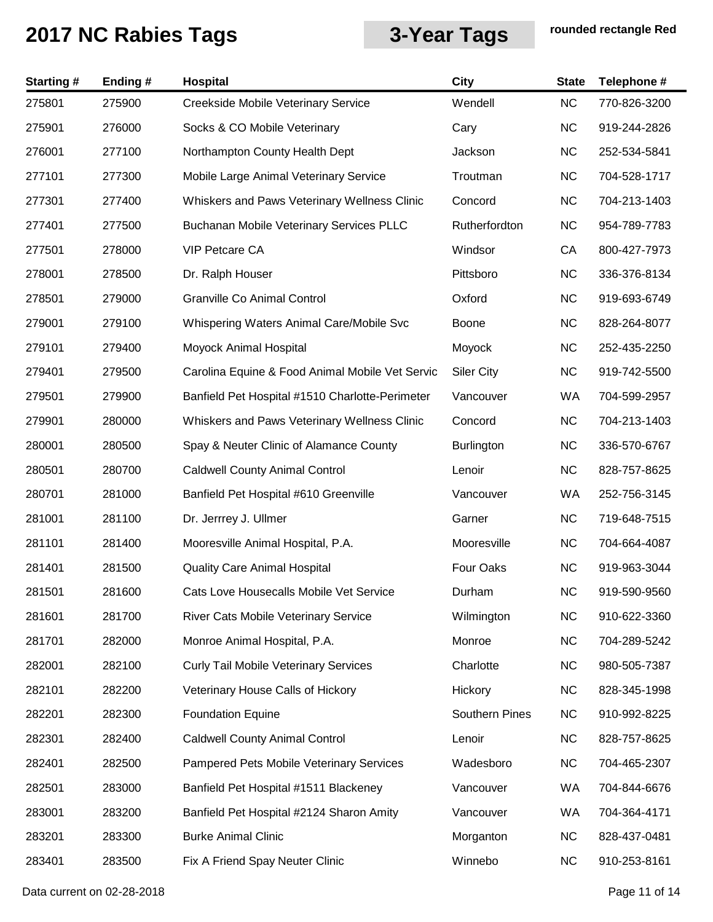# 2017 NC Rabies Tags

**3-Year Tags**

**rounded rectangle Red**

| Starting # | Ending # | Hospital | City | State | Telephone # |
|---|---|---|---|---|---|
| 275801 | 275900 | Creekside Mobile Veterinary Service | Wendell | NC | 770-826-3200 |
| 275901 | 276000 | Socks & CO Mobile Veterinary | Cary | NC | 919-244-2826 |
| 276001 | 277100 | Northampton County Health Dept | Jackson | NC | 252-534-5841 |
| 277101 | 277300 | Mobile Large Animal Veterinary Service | Troutman | NC | 704-528-1717 |
| 277301 | 277400 | Whiskers and Paws Veterinary Wellness Clinic | Concord | NC | 704-213-1403 |
| 277401 | 277500 | Buchanan Mobile Veterinary Services PLLC | Rutherfordton | NC | 954-789-7783 |
| 277501 | 278000 | VIP Petcare CA | Windsor | CA | 800-427-7973 |
| 278001 | 278500 | Dr. Ralph Houser | Pittsboro | NC | 336-376-8134 |
| 278501 | 279000 | Granville Co Animal Control | Oxford | NC | 919-693-6749 |
| 279001 | 279100 | Whispering Waters Animal Care/Mobile Svc | Boone | NC | 828-264-8077 |
| 279101 | 279400 | Moyock Animal Hospital | Moyock | NC | 252-435-2250 |
| 279401 | 279500 | Carolina Equine & Food Animal Mobile Vet Servic | Siler City | NC | 919-742-5500 |
| 279501 | 279900 | Banfield Pet Hospital #1510 Charlotte-Perimeter | Vancouver | WA | 704-599-2957 |
| 279901 | 280000 | Whiskers and Paws Veterinary Wellness Clinic | Concord | NC | 704-213-1403 |
| 280001 | 280500 | Spay & Neuter Clinic of Alamance County | Burlington | NC | 336-570-6767 |
| 280501 | 280700 | Caldwell County Animal Control | Lenoir | NC | 828-757-8625 |
| 280701 | 281000 | Banfield Pet Hospital #610 Greenville | Vancouver | WA | 252-756-3145 |
| 281001 | 281100 | Dr. Jerrrey J. Ullmer | Garner | NC | 719-648-7515 |
| 281101 | 281400 | Mooresville Animal Hospital, P.A. | Mooresville | NC | 704-664-4087 |
| 281401 | 281500 | Quality Care Animal Hospital | Four Oaks | NC | 919-963-3044 |
| 281501 | 281600 | Cats Love Housecalls Mobile Vet Service | Durham | NC | 919-590-9560 |
| 281601 | 281700 | River Cats Mobile Veterinary Service | Wilmington | NC | 910-622-3360 |
| 281701 | 282000 | Monroe Animal Hospital, P.A. | Monroe | NC | 704-289-5242 |
| 282001 | 282100 | Curly Tail Mobile Veterinary Services | Charlotte | NC | 980-505-7387 |
| 282101 | 282200 | Veterinary House Calls of Hickory | Hickory | NC | 828-345-1998 |
| 282201 | 282300 | Foundation Equine | Southern Pines | NC | 910-992-8225 |
| 282301 | 282400 | Caldwell County Animal Control | Lenoir | NC | 828-757-8625 |
| 282401 | 282500 | Pampered Pets Mobile Veterinary Services | Wadesboro | NC | 704-465-2307 |
| 282501 | 283000 | Banfield Pet Hospital #1511 Blackeney | Vancouver | WA | 704-844-6676 |
| 283001 | 283200 | Banfield Pet Hospital #2124 Sharon Amity | Vancouver | WA | 704-364-4171 |
| 283201 | 283300 | Burke Animal Clinic | Morganton | NC | 828-437-0481 |
| 283401 | 283500 | Fix A Friend Spay Neuter Clinic | Winnebo | NC | 910-253-8161 |

Data current on 02-28-2018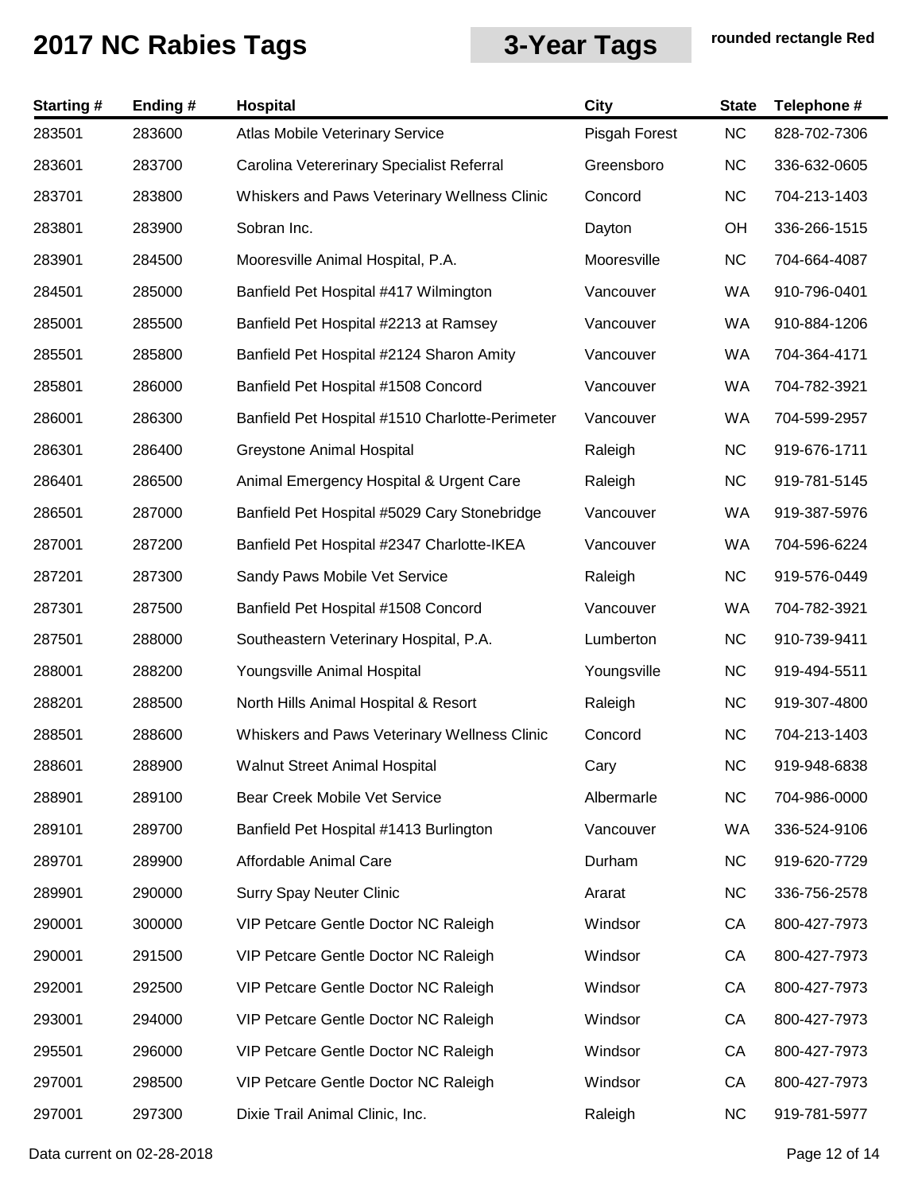# 2017 NC Rabies Tags

## 3-Year Tags

**rounded rectangle Red**

| Starting # | Ending # | Hospital | City | State | Telephone # |
|---|---|---|---|---|---|
| 283501 | 283600 | Atlas Mobile Veterinary Service | Pisgah Forest | NC | 828-702-7306 |
| 283601 | 283700 | Carolina Vetererinary Specialist Referral | Greensboro | NC | 336-632-0605 |
| 283701 | 283800 | Whiskers and Paws Veterinary Wellness Clinic | Concord | NC | 704-213-1403 |
| 283801 | 283900 | Sobran Inc. | Dayton | OH | 336-266-1515 |
| 283901 | 284500 | Mooresville Animal Hospital, P.A. | Mooresville | NC | 704-664-4087 |
| 284501 | 285000 | Banfield Pet Hospital #417 Wilmington | Vancouver | WA | 910-796-0401 |
| 285001 | 285500 | Banfield Pet Hospital #2213 at Ramsey | Vancouver | WA | 910-884-1206 |
| 285501 | 285800 | Banfield Pet Hospital #2124 Sharon Amity | Vancouver | WA | 704-364-4171 |
| 285801 | 286000 | Banfield Pet Hospital #1508 Concord | Vancouver | WA | 704-782-3921 |
| 286001 | 286300 | Banfield Pet Hospital #1510 Charlotte-Perimeter | Vancouver | WA | 704-599-2957 |
| 286301 | 286400 | Greystone Animal Hospital | Raleigh | NC | 919-676-1711 |
| 286401 | 286500 | Animal Emergency Hospital & Urgent Care | Raleigh | NC | 919-781-5145 |
| 286501 | 287000 | Banfield Pet Hospital #5029 Cary Stonebridge | Vancouver | WA | 919-387-5976 |
| 287001 | 287200 | Banfield Pet Hospital #2347 Charlotte-IKEA | Vancouver | WA | 704-596-6224 |
| 287201 | 287300 | Sandy Paws Mobile Vet Service | Raleigh | NC | 919-576-0449 |
| 287301 | 287500 | Banfield Pet Hospital #1508 Concord | Vancouver | WA | 704-782-3921 |
| 287501 | 288000 | Southeastern Veterinary Hospital, P.A. | Lumberton | NC | 910-739-9411 |
| 288001 | 288200 | Youngsville Animal Hospital | Youngsville | NC | 919-494-5511 |
| 288201 | 288500 | North Hills Animal Hospital & Resort | Raleigh | NC | 919-307-4800 |
| 288501 | 288600 | Whiskers and Paws Veterinary Wellness Clinic | Concord | NC | 704-213-1403 |
| 288601 | 288900 | Walnut Street Animal Hospital | Cary | NC | 919-948-6838 |
| 288901 | 289100 | Bear Creek Mobile Vet Service | Albermarle | NC | 704-986-0000 |
| 289101 | 289700 | Banfield Pet Hospital #1413 Burlington | Vancouver | WA | 336-524-9106 |
| 289701 | 289900 | Affordable Animal Care | Durham | NC | 919-620-7729 |
| 289901 | 290000 | Surry Spay Neuter Clinic | Ararat | NC | 336-756-2578 |
| 290001 | 300000 | VIP Petcare Gentle Doctor NC Raleigh | Windsor | CA | 800-427-7973 |
| 290001 | 291500 | VIP Petcare Gentle Doctor NC Raleigh | Windsor | CA | 800-427-7973 |
| 292001 | 292500 | VIP Petcare Gentle Doctor NC Raleigh | Windsor | CA | 800-427-7973 |
| 293001 | 294000 | VIP Petcare Gentle Doctor NC Raleigh | Windsor | CA | 800-427-7973 |
| 295501 | 296000 | VIP Petcare Gentle Doctor NC Raleigh | Windsor | CA | 800-427-7973 |
| 297001 | 298500 | VIP Petcare Gentle Doctor NC Raleigh | Windsor | CA | 800-427-7973 |
| 297001 | 297300 | Dixie Trail Animal Clinic, Inc. | Raleigh | NC | 919-781-5977 |

Data current on 02-28-2018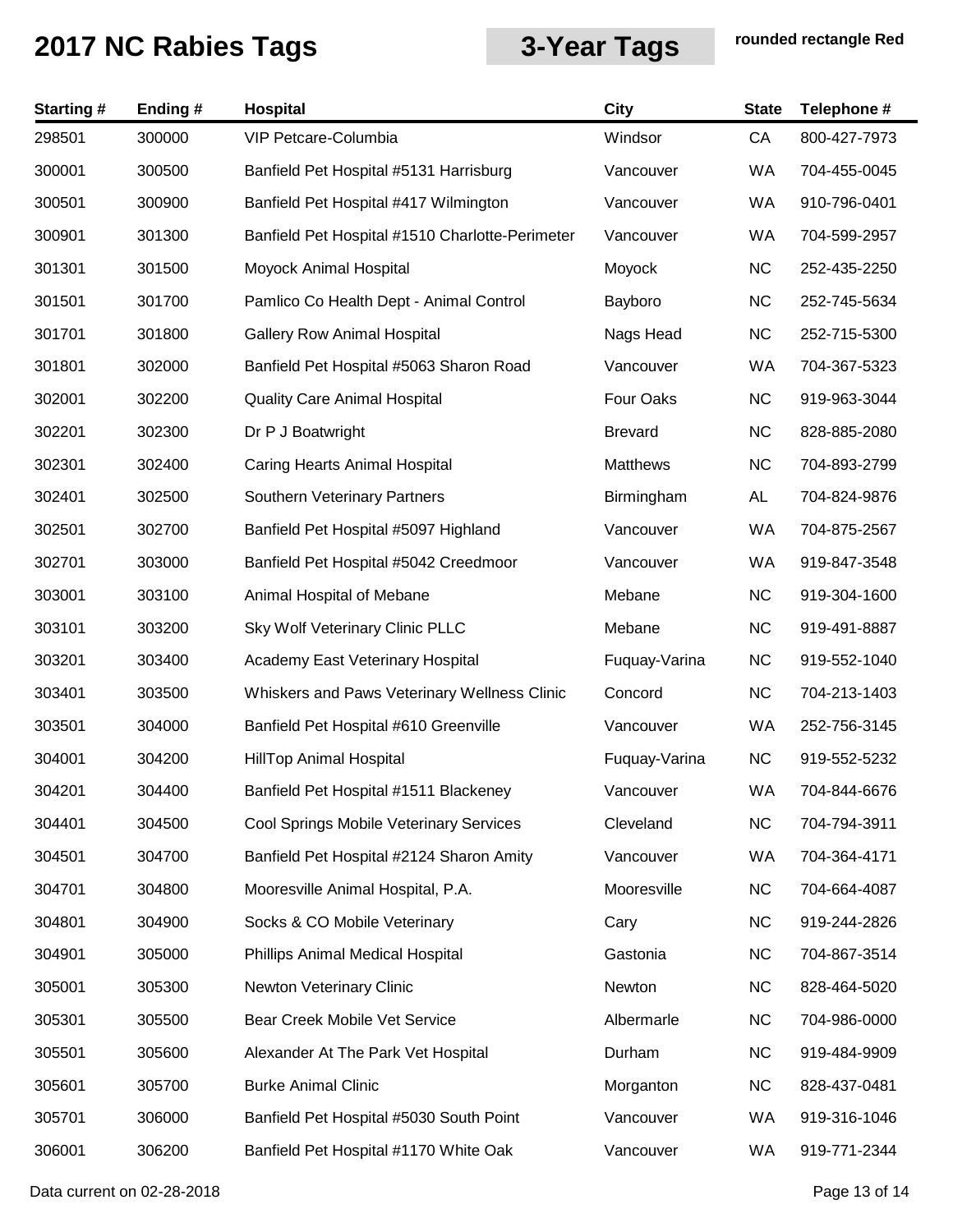# 2017 NC Rabies Tags

## 3-Year Tags

**rounded rectangle Red**

| Starting # | Ending # | Hospital | City | State | Telephone # |
|---|---|---|---|---|---|
| 298501 | 300000 | VIP Petcare-Columbia | Windsor | CA | 800-427-7973 |
| 300001 | 300500 | Banfield Pet Hospital #5131 Harrisburg | Vancouver | WA | 704-455-0045 |
| 300501 | 300900 | Banfield Pet Hospital #417 Wilmington | Vancouver | WA | 910-796-0401 |
| 300901 | 301300 | Banfield Pet Hospital #1510 Charlotte-Perimeter | Vancouver | WA | 704-599-2957 |
| 301301 | 301500 | Moyock Animal Hospital | Moyock | NC | 252-435-2250 |
| 301501 | 301700 | Pamlico Co Health Dept - Animal Control | Bayboro | NC | 252-745-5634 |
| 301701 | 301800 | Gallery Row Animal Hospital | Nags Head | NC | 252-715-5300 |
| 301801 | 302000 | Banfield Pet Hospital #5063 Sharon Road | Vancouver | WA | 704-367-5323 |
| 302001 | 302200 | Quality Care Animal Hospital | Four Oaks | NC | 919-963-3044 |
| 302201 | 302300 | Dr P J Boatwright | Brevard | NC | 828-885-2080 |
| 302301 | 302400 | Caring Hearts Animal Hospital | Matthews | NC | 704-893-2799 |
| 302401 | 302500 | Southern Veterinary Partners | Birmingham | AL | 704-824-9876 |
| 302501 | 302700 | Banfield Pet Hospital #5097 Highland | Vancouver | WA | 704-875-2567 |
| 302701 | 303000 | Banfield Pet Hospital #5042 Creedmoor | Vancouver | WA | 919-847-3548 |
| 303001 | 303100 | Animal Hospital of Mebane | Mebane | NC | 919-304-1600 |
| 303101 | 303200 | Sky Wolf Veterinary Clinic PLLC | Mebane | NC | 919-491-8887 |
| 303201 | 303400 | Academy East Veterinary Hospital | Fuquay-Varina | NC | 919-552-1040 |
| 303401 | 303500 | Whiskers and Paws Veterinary Wellness Clinic | Concord | NC | 704-213-1403 |
| 303501 | 304000 | Banfield Pet Hospital #610 Greenville | Vancouver | WA | 252-756-3145 |
| 304001 | 304200 | HillTop Animal Hospital | Fuquay-Varina | NC | 919-552-5232 |
| 304201 | 304400 | Banfield Pet Hospital #1511 Blackeney | Vancouver | WA | 704-844-6676 |
| 304401 | 304500 | Cool Springs Mobile Veterinary Services | Cleveland | NC | 704-794-3911 |
| 304501 | 304700 | Banfield Pet Hospital #2124 Sharon Amity | Vancouver | WA | 704-364-4171 |
| 304701 | 304800 | Mooresville Animal Hospital, P.A. | Mooresville | NC | 704-664-4087 |
| 304801 | 304900 | Socks & CO Mobile Veterinary | Cary | NC | 919-244-2826 |
| 304901 | 305000 | Phillips Animal Medical Hospital | Gastonia | NC | 704-867-3514 |
| 305001 | 305300 | Newton Veterinary Clinic | Newton | NC | 828-464-5020 |
| 305301 | 305500 | Bear Creek Mobile Vet Service | Albermarle | NC | 704-986-0000 |
| 305501 | 305600 | Alexander At The Park Vet Hospital | Durham | NC | 919-484-9909 |
| 305601 | 305700 | Burke Animal Clinic | Morganton | NC | 828-437-0481 |
| 305701 | 306000 | Banfield Pet Hospital #5030 South Point | Vancouver | WA | 919-316-1046 |
| 306001 | 306200 | Banfield Pet Hospital #1170 White Oak | Vancouver | WA | 919-771-2344 |

Data current on 02-28-2018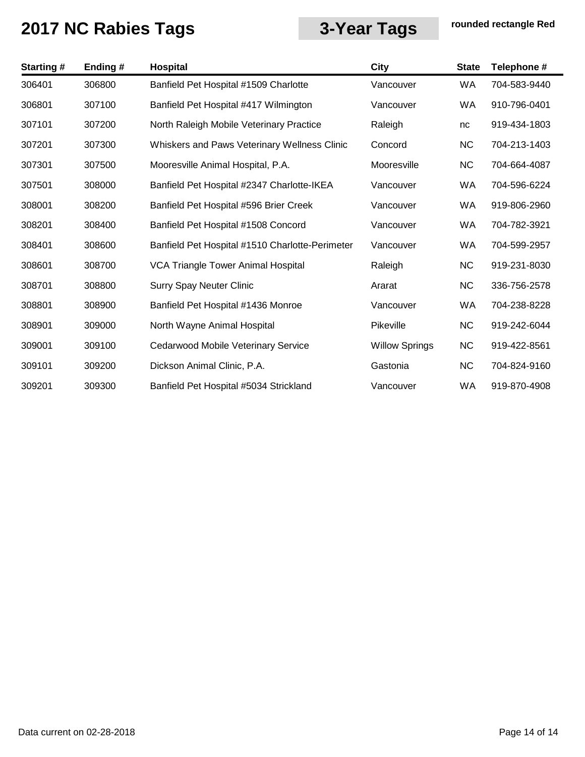# 2017 NC Rabies Tags

## 3-Year Tags

**rounded rectangle Red**

| Starting # | Ending # | Hospital | City | State | Telephone # |
|---|---|---|---|---|---|
| 306401 | 306800 | Banfield Pet Hospital #1509 Charlotte | Vancouver | WA | 704-583-9440 |
| 306801 | 307100 | Banfield Pet Hospital #417 Wilmington | Vancouver | WA | 910-796-0401 |
| 307101 | 307200 | North Raleigh Mobile Veterinary Practice | Raleigh | nc | 919-434-1803 |
| 307201 | 307300 | Whiskers and Paws Veterinary Wellness Clinic | Concord | NC | 704-213-1403 |
| 307301 | 307500 | Mooresville Animal Hospital, P.A. | Mooresville | NC | 704-664-4087 |
| 307501 | 308000 | Banfield Pet Hospital #2347 Charlotte-IKEA | Vancouver | WA | 704-596-6224 |
| 308001 | 308200 | Banfield Pet Hospital #596 Brier Creek | Vancouver | WA | 919-806-2960 |
| 308201 | 308400 | Banfield Pet Hospital #1508 Concord | Vancouver | WA | 704-782-3921 |
| 308401 | 308600 | Banfield Pet Hospital #1510 Charlotte-Perimeter | Vancouver | WA | 704-599-2957 |
| 308601 | 308700 | VCA Triangle Tower Animal Hospital | Raleigh | NC | 919-231-8030 |
| 308701 | 308800 | Surry Spay Neuter Clinic | Ararat | NC | 336-756-2578 |
| 308801 | 308900 | Banfield Pet Hospital #1436 Monroe | Vancouver | WA | 704-238-8228 |
| 308901 | 309000 | North Wayne Animal Hospital | Pikeville | NC | 919-242-6044 |
| 309001 | 309100 | Cedarwood Mobile Veterinary Service | Willow Springs | NC | 919-422-8561 |
| 309101 | 309200 | Dickson Animal Clinic, P.A. | Gastonia | NC | 704-824-9160 |
| 309201 | 309300 | Banfield Pet Hospital #5034 Strickland | Vancouver | WA | 919-870-4908 |

Data current on 02-28-2018